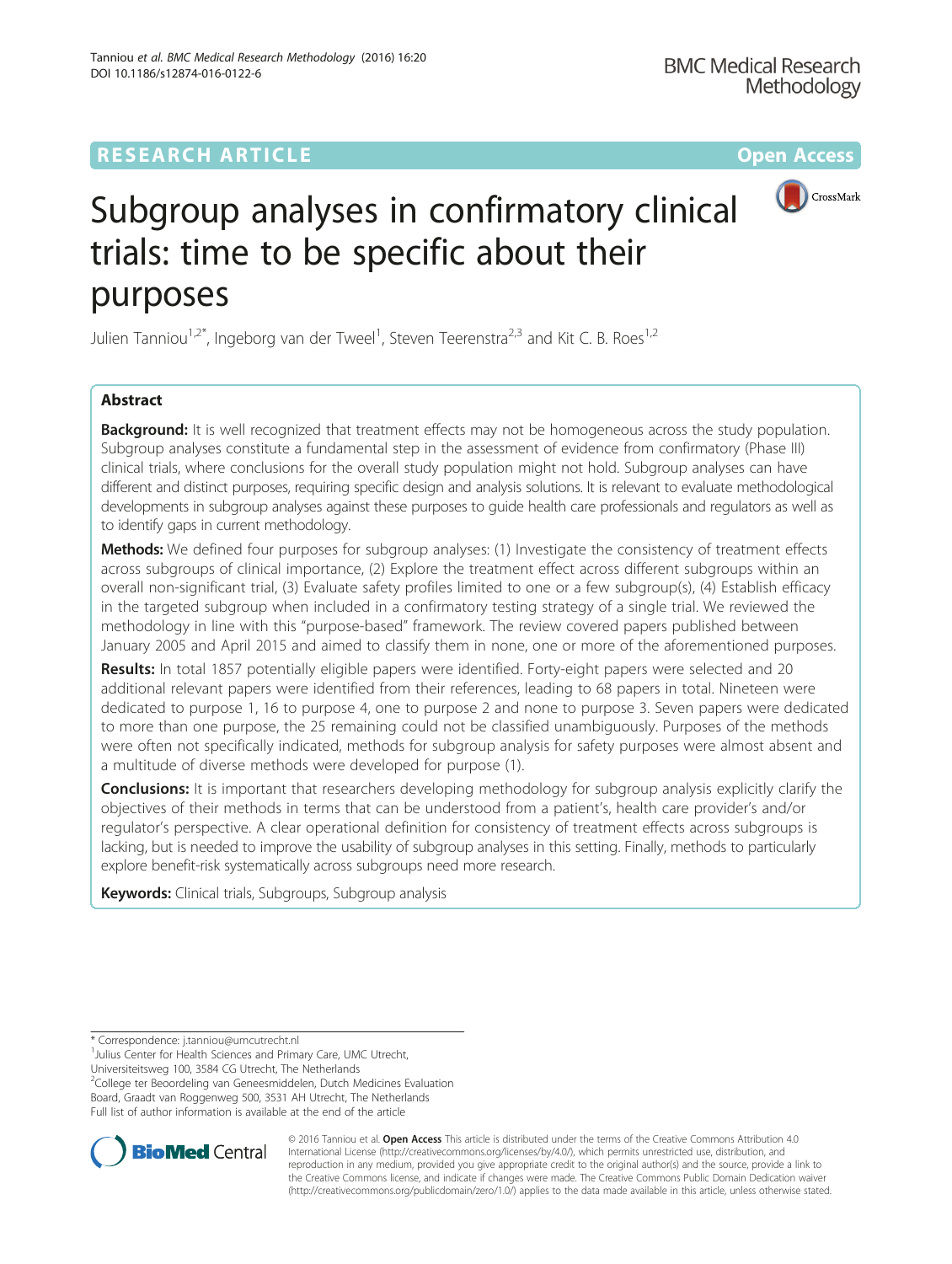RESEARCH ARTICLE

Open Access

# Subgroup analyses in confirmatory clinical trials: time to be specific about their purposes

Julien Tanniou[1,2*], Ingeborg van der Tweel[1], Steven Teerenstra[2,3] and Kit C. B. Roes[1,2]

## Abstract

**Background:** It is well recognized that treatment effects may not be homogeneous across the study population. Subgroup analyses constitute a fundamental step in the assessment of evidence from confirmatory (Phase III) clinical trials, where conclusions for the overall study population might not hold. Subgroup analyses can have different and distinct purposes, requiring specific design and analysis solutions. It is relevant to evaluate methodological developments in subgroup analyses against these purposes to guide health care professionals and regulators as well as to identify gaps in current methodology.

**Methods:** We defined four purposes for subgroup analyses: (1) Investigate the consistency of treatment effects across subgroups of clinical importance, (2) Explore the treatment effect across different subgroups within an overall non-significant trial, (3) Evaluate safety profiles limited to one or a few subgroup(s), (4) Establish efficacy in the targeted subgroup when included in a confirmatory testing strategy of a single trial. We reviewed the methodology in line with this "purpose-based" framework. The review covered papers published between January 2005 and April 2015 and aimed to classify them in none, one or more of the aforementioned purposes.

**Results:** In total 1857 potentially eligible papers were identified. Forty-eight papers were selected and 20 additional relevant papers were identified from their references, leading to 68 papers in total. Nineteen were dedicated to purpose 1, 16 to purpose 4, one to purpose 2 and none to purpose 3. Seven papers were dedicated to more than one purpose, the 25 remaining could not be classified unambiguously. Purposes of the methods were often not specifically indicated, methods for subgroup analysis for safety purposes were almost absent and a multitude of diverse methods were developed for purpose (1).

**Conclusions:** It is important that researchers developing methodology for subgroup analysis explicitly clarify the objectives of their methods in terms that can be understood from a patient's, health care provider's and/or regulator's perspective. A clear operational definition for consistency of treatment effects across subgroups is lacking, but is needed to improve the usability of subgroup analyses in this setting. Finally, methods to particularly explore benefit-risk systematically across subgroups need more research.

**Keywords:** Clinical trials, Subgroups, Subgroup analysis

\* Correspondence: j.tanniou@umcutrecht.nl

[1]Julius Center for Health Sciences and Primary Care, UMC Utrecht, Universiteitsweg 100, 3584 CG Utrecht, The Netherlands

[2]College ter Beoordeling van Geneesmiddelen, Dutch Medicines Evaluation Board, Graadt van Roggenweg 500, 3531 AH Utrecht, The Netherlands

Full list of author information is available at the end of the article

© 2016 Tanniou et al. **Open Access** This article is distributed under the terms of the Creative Commons Attribution 4.0 International License (http://creativecommons.org/licenses/by/4.0/), which permits unrestricted use, distribution, and reproduction in any medium, provided you give appropriate credit to the original author(s) and the source, provide a link to the Creative Commons license, and indicate if changes were made. The Creative Commons Public Domain Dedication waiver (http://creativecommons.org/publicdomain/zero/1.0/) applies to the data made available in this article, unless otherwise stated.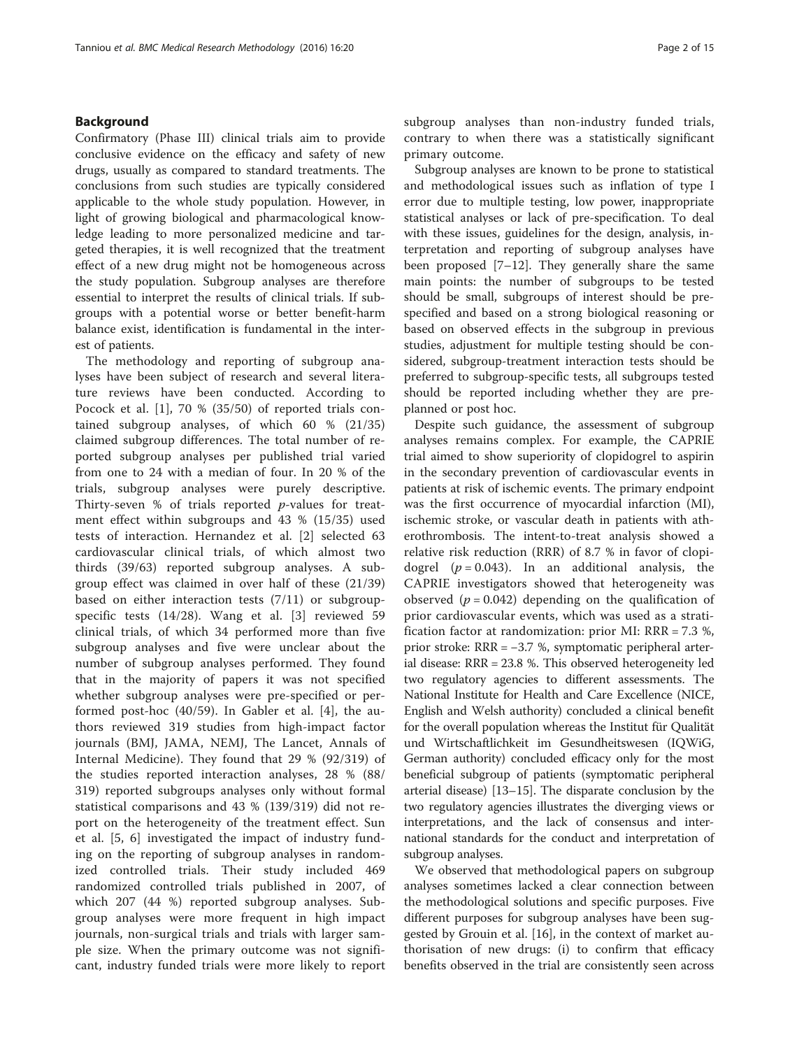## Background

Confirmatory (Phase III) clinical trials aim to provide conclusive evidence on the efficacy and safety of new drugs, usually as compared to standard treatments. The conclusions from such studies are typically considered applicable to the whole study population. However, in light of growing biological and pharmacological knowledge leading to more personalized medicine and targeted therapies, it is well recognized that the treatment effect of a new drug might not be homogeneous across the study population. Subgroup analyses are therefore essential to interpret the results of clinical trials. If subgroups with a potential worse or better benefit-harm balance exist, identification is fundamental in the interest of patients.

The methodology and reporting of subgroup analyses have been subject of research and several literature reviews have been conducted. According to Pocock et al. [1], 70 % (35/50) of reported trials contained subgroup analyses, of which 60 % (21/35) claimed subgroup differences. The total number of reported subgroup analyses per published trial varied from one to 24 with a median of four. In 20 % of the trials, subgroup analyses were purely descriptive. Thirty-seven % of trials reported $p$-values for treatment effect within subgroups and 43 % (15/35) used tests of interaction. Hernandez et al. [2] selected 63 cardiovascular clinical trials, of which almost two thirds (39/63) reported subgroup analyses. A subgroup effect was claimed in over half of these (21/39) based on either interaction tests (7/11) or subgroup-specific tests (14/28). Wang et al. [3] reviewed 59 clinical trials, of which 34 performed more than five subgroup analyses and five were unclear about the number of subgroup analyses performed. They found that in the majority of papers it was not specified whether subgroup analyses were pre-specified or performed post-hoc (40/59). In Gabler et al. [4], the authors reviewed 319 studies from high-impact factor journals (BMJ, JAMA, NEMJ, The Lancet, Annals of Internal Medicine). They found that 29 % (92/319) of the studies reported interaction analyses, 28 % (88/319) reported subgroups analyses only without formal statistical comparisons and 43 % (139/319) did not report on the heterogeneity of the treatment effect. Sun et al. [5, 6] investigated the impact of industry funding on the reporting of subgroup analyses in randomized controlled trials. Their study included 469 randomized controlled trials published in 2007, of which 207 (44 %) reported subgroup analyses. Subgroup analyses were more frequent in high impact journals, non-surgical trials and trials with larger sample size. When the primary outcome was not significant, industry funded trials were more likely to report subgroup analyses than non-industry funded trials, contrary to when there was a statistically significant primary outcome.

Subgroup analyses are known to be prone to statistical and methodological issues such as inflation of type I error due to multiple testing, low power, inappropriate statistical analyses or lack of pre-specification. To deal with these issues, guidelines for the design, analysis, interpretation and reporting of subgroup analyses have been proposed [7–12]. They generally share the same main points: the number of subgroups to be tested should be small, subgroups of interest should be pre-specified and based on a strong biological reasoning or based on observed effects in the subgroup in previous studies, adjustment for multiple testing should be considered, subgroup-treatment interaction tests should be preferred to subgroup-specific tests, all subgroups tested should be reported including whether they are preplanned or post hoc.

Despite such guidance, the assessment of subgroup analyses remains complex. For example, the CAPRIE trial aimed to show superiority of clopidogrel to aspirin in the secondary prevention of cardiovascular events in patients at risk of ischemic events. The primary endpoint was the first occurrence of myocardial infarction (MI), ischemic stroke, or vascular death in patients with atherothrombosis. The intent-to-treat analysis showed a relative risk reduction (RRR) of 8.7 % in favor of clopidogrel ($p = 0.043$). In an additional analysis, the CAPRIE investigators showed that heterogeneity was observed ($p = 0.042$) depending on the qualification of prior cardiovascular events, which was used as a stratification factor at randomization: prior MI: RRR = 7.3 %, prior stroke: RRR = −3.7 %, symptomatic peripheral arterial disease: RRR = 23.8 %. This observed heterogeneity led two regulatory agencies to different assessments. The National Institute for Health and Care Excellence (NICE, English and Welsh authority) concluded a clinical benefit for the overall population whereas the Institut für Qualität und Wirtschaftlichkeit im Gesundheitswesen (IQWiG, German authority) concluded efficacy only for the most beneficial subgroup of patients (symptomatic peripheral arterial disease) [13–15]. The disparate conclusion by the two regulatory agencies illustrates the diverging views or interpretations, and the lack of consensus and international standards for the conduct and interpretation of subgroup analyses.

We observed that methodological papers on subgroup analyses sometimes lacked a clear connection between the methodological solutions and specific purposes. Five different purposes for subgroup analyses have been suggested by Grouin et al. [16], in the context of market authorisation of new drugs: (i) to confirm that efficacy benefits observed in the trial are consistently seen across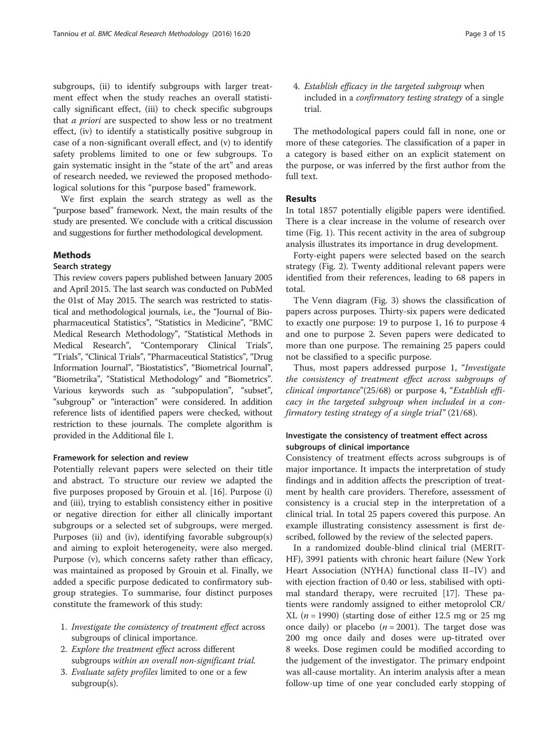subgroups, (ii) to identify subgroups with larger treatment effect when the study reaches an overall statistically significant effect, (iii) to check specific subgroups that *a priori* are suspected to show less or no treatment effect, (iv) to identify a statistically positive subgroup in case of a non-significant overall effect, and (v) to identify safety problems limited to one or few subgroups. To gain systematic insight in the "state of the art" and areas of research needed, we reviewed the proposed methodological solutions for this "purpose based" framework.

We first explain the search strategy as well as the "purpose based" framework. Next, the main results of the study are presented. We conclude with a critical discussion and suggestions for further methodological development.

## Methods

### Search strategy

This review covers papers published between January 2005 and April 2015. The last search was conducted on PubMed the 01st of May 2015. The search was restricted to statistical and methodological journals, i.e., the "Journal of Biopharmaceutical Statistics", "Statistics in Medicine", "BMC Medical Research Methodology", "Statistical Methods in Medical Research", "Contemporary Clinical Trials", "Trials", "Clinical Trials", "Pharmaceutical Statistics", "Drug Information Journal", "Biostatistics", "Biometrical Journal", "Biometrika", "Statistical Methodology" and "Biometrics". Various keywords such as "subpopulation", "subset", "subgroup" or "interaction" were considered. In addition reference lists of identified papers were checked, without restriction to these journals. The complete algorithm is provided in the Additional file 1.

#### Framework for selection and review

Potentially relevant papers were selected on their title and abstract. To structure our review we adapted the five purposes proposed by Grouin et al. [16]. Purpose (i) and (iii), trying to establish consistency either in positive or negative direction for either all clinically important subgroups or a selected set of subgroups, were merged. Purposes (ii) and (iv), identifying favorable subgroup(s) and aiming to exploit heterogeneity, were also merged. Purpose (v), which concerns safety rather than efficacy, was maintained as proposed by Grouin et al. Finally, we added a specific purpose dedicated to confirmatory subgroup strategies. To summarise, four distinct purposes constitute the framework of this study:

1. *Investigate the consistency of treatment effect* across subgroups of clinical importance.
2. *Explore the treatment effect* across different subgroups *within an overall non-significant trial.*
3. *Evaluate safety profiles* limited to one or a few subgroup(s).
4. *Establish efficacy in the targeted subgroup* when included in a *confirmatory testing strategy* of a single trial.

The methodological papers could fall in none, one or more of these categories. The classification of a paper in a category is based either on an explicit statement on the purpose, or was inferred by the first author from the full text.

## Results

In total 1857 potentially eligible papers were identified. There is a clear increase in the volume of research over time (Fig. 1). This recent activity in the area of subgroup analysis illustrates its importance in drug development.

Forty-eight papers were selected based on the search strategy (Fig. 2). Twenty additional relevant papers were identified from their references, leading to 68 papers in total.

The Venn diagram (Fig. 3) shows the classification of papers across purposes. Thirty-six papers were dedicated to exactly one purpose: 19 to purpose 1, 16 to purpose 4 and one to purpose 2. Seven papers were dedicated to more than one purpose. The remaining 25 papers could not be classified to a specific purpose.

Thus, most papers addressed purpose 1, "*Investigate the consistency of treatment effect across subgroups of clinical importance*"(25/68) or purpose 4, "*Establish efficacy in the targeted subgroup when included in a confirmatory testing strategy of a single trial*" (21/68).

### Investigate the consistency of treatment effect across subgroups of clinical importance

Consistency of treatment effects across subgroups is of major importance. It impacts the interpretation of study findings and in addition affects the prescription of treatment by health care providers. Therefore, assessment of consistency is a crucial step in the interpretation of a clinical trial. In total 25 papers covered this purpose. An example illustrating consistency assessment is first described, followed by the review of the selected papers.

In a randomized double-blind clinical trial (MERIT-HF), 3991 patients with chronic heart failure (New York Heart Association (NYHA) functional class II–IV) and with ejection fraction of 0.40 or less, stabilised with optimal standard therapy, were recruited [17]. These patients were randomly assigned to either metoprolol CR/XL ($n = 1990$) (starting dose of either 12.5 mg or 25 mg once daily) or placebo ($n = 2001$). The target dose was 200 mg once daily and doses were up-titrated over 8 weeks. Dose regimen could be modified according to the judgement of the investigator. The primary endpoint was all-cause mortality. An interim analysis after a mean follow-up time of one year concluded early stopping of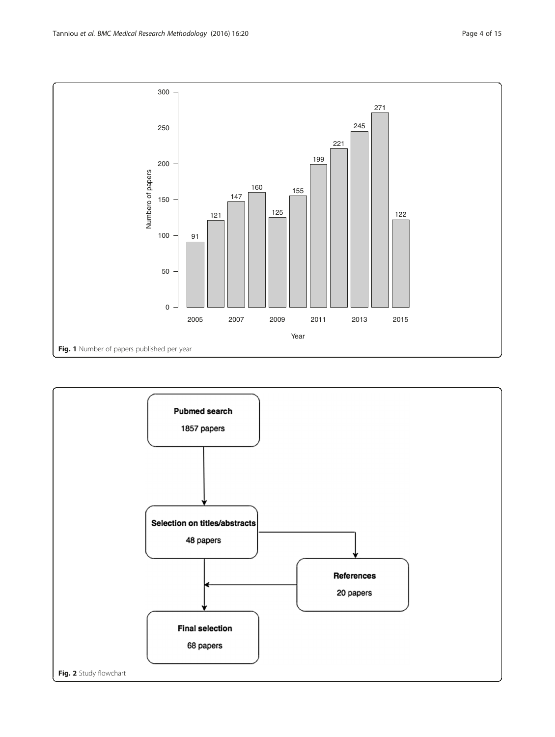Fig. 1 Number of papers published per year

Fig. 2 Study flowchart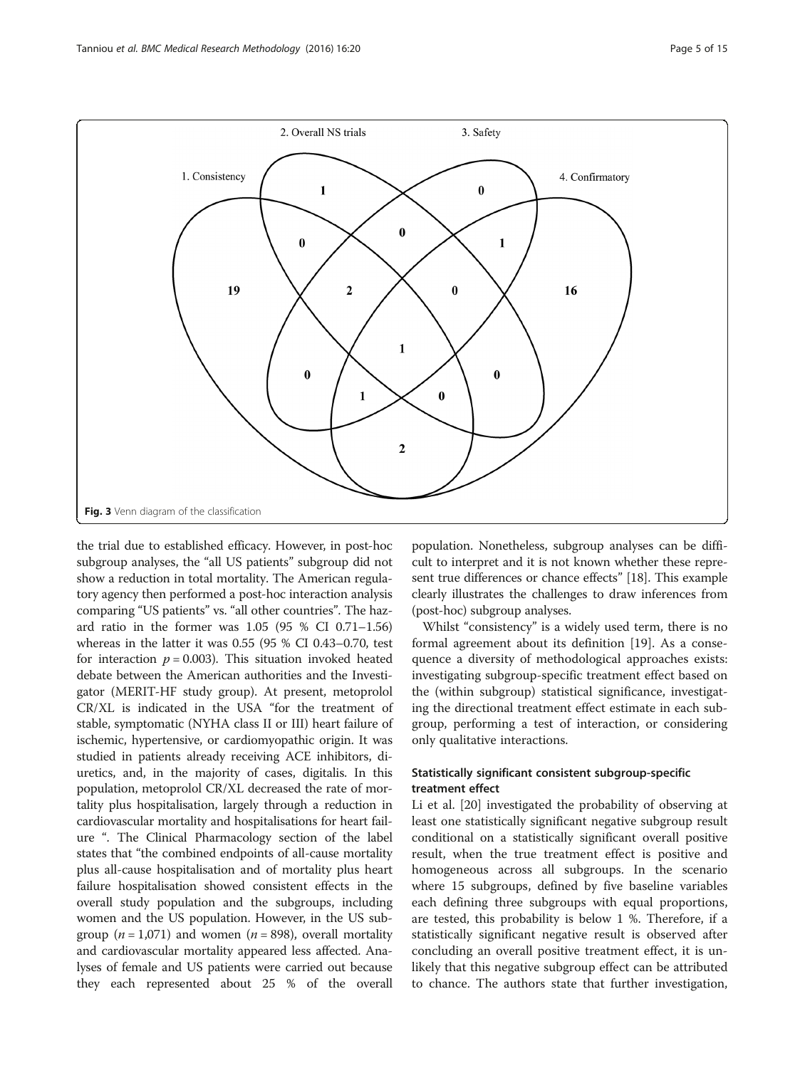Fig. 3 Venn diagram of the classification

the trial due to established efficacy. However, in post-hoc subgroup analyses, the "all US patients" subgroup did not show a reduction in total mortality. The American regulatory agency then performed a post-hoc interaction analysis comparing "US patients" vs. "all other countries". The hazard ratio in the former was 1.05 (95 % CI 0.71–1.56) whereas in the latter it was 0.55 (95 % CI 0.43–0.70, test for interaction $p = 0.003$). This situation invoked heated debate between the American authorities and the Investigator (MERIT-HF study group). At present, metoprolol CR/XL is indicated in the USA "for the treatment of stable, symptomatic (NYHA class II or III) heart failure of ischemic, hypertensive, or cardiomyopathic origin. It was studied in patients already receiving ACE inhibitors, diuretics, and, in the majority of cases, digitalis. In this population, metoprolol CR/XL decreased the rate of mortality plus hospitalisation, largely through a reduction in cardiovascular mortality and hospitalisations for heart failure ". The Clinical Pharmacology section of the label states that "the combined endpoints of all-cause mortality plus all-cause hospitalisation and of mortality plus heart failure hospitalisation showed consistent effects in the overall study population and the subgroups, including women and the US population. However, in the US subgroup ($n = 1,071$) and women ($n = 898$), overall mortality and cardiovascular mortality appeared less affected. Analyses of female and US patients were carried out because they each represented about 25 % of the overall population. Nonetheless, subgroup analyses can be difficult to interpret and it is not known whether these represent true differences or chance effects" [18]. This example clearly illustrates the challenges to draw inferences from (post-hoc) subgroup analyses.

Whilst "consistency" is a widely used term, there is no formal agreement about its definition [19]. As a consequence a diversity of methodological approaches exists: investigating subgroup-specific treatment effect based on the (within subgroup) statistical significance, investigating the directional treatment effect estimate in each subgroup, performing a test of interaction, or considering only qualitative interactions.

### Statistically significant consistent subgroup-specific treatment effect

Li et al. [20] investigated the probability of observing at least one statistically significant negative subgroup result conditional on a statistically significant overall positive result, when the true treatment effect is positive and homogeneous across all subgroups. In the scenario where 15 subgroups, defined by five baseline variables each defining three subgroups with equal proportions, are tested, this probability is below 1 %. Therefore, if a statistically significant negative result is observed after concluding an overall positive treatment effect, it is unlikely that this negative subgroup effect can be attributed to chance. The authors state that further investigation,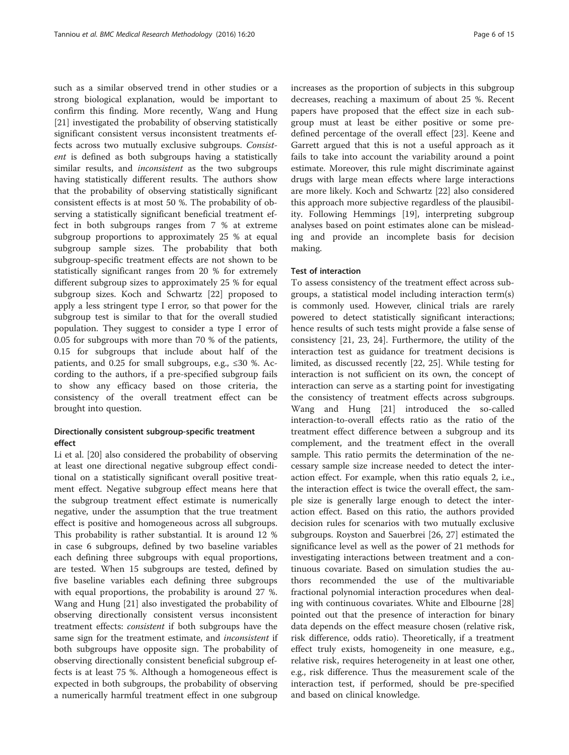such as a similar observed trend in other studies or a strong biological explanation, would be important to confirm this finding. More recently, Wang and Hung [21] investigated the probability of observing statistically significant consistent versus inconsistent treatments effects across two mutually exclusive subgroups. *Consistent* is defined as both subgroups having a statistically similar results, and *inconsistent* as the two subgroups having statistically different results. The authors show that the probability of observing statistically significant consistent effects is at most 50 %. The probability of observing a statistically significant beneficial treatment effect in both subgroups ranges from 7 % at extreme subgroup proportions to approximately 25 % at equal subgroup sample sizes. The probability that both subgroup-specific treatment effects are not shown to be statistically significant ranges from 20 % for extremely different subgroup sizes to approximately 25 % for equal subgroup sizes. Koch and Schwartz [22] proposed to apply a less stringent type I error, so that power for the subgroup test is similar to that for the overall studied population. They suggest to consider a type I error of 0.05 for subgroups with more than 70 % of the patients, 0.15 for subgroups that include about half of the patients, and 0.25 for small subgroups, e.g., ≤30 %. According to the authors, if a pre-specified subgroup fails to show any efficacy based on those criteria, the consistency of the overall treatment effect can be brought into question.

### Directionally consistent subgroup-specific treatment effect

Li et al. [20] also considered the probability of observing at least one directional negative subgroup effect conditional on a statistically significant overall positive treatment effect. Negative subgroup effect means here that the subgroup treatment effect estimate is numerically negative, under the assumption that the true treatment effect is positive and homogeneous across all subgroups. This probability is rather substantial. It is around 12 % in case 6 subgroups, defined by two baseline variables each defining three subgroups with equal proportions, are tested. When 15 subgroups are tested, defined by five baseline variables each defining three subgroups with equal proportions, the probability is around 27 %. Wang and Hung [21] also investigated the probability of observing directionally consistent versus inconsistent treatment effects: *consistent* if both subgroups have the same sign for the treatment estimate, and *inconsistent* if both subgroups have opposite sign. The probability of observing directionally consistent beneficial subgroup effects is at least 75 %. Although a homogeneous effect is expected in both subgroups, the probability of observing a numerically harmful treatment effect in one subgroup increases as the proportion of subjects in this subgroup decreases, reaching a maximum of about 25 %. Recent papers have proposed that the effect size in each subgroup must at least be either positive or some predefined percentage of the overall effect [23]. Keene and Garrett argued that this is not a useful approach as it fails to take into account the variability around a point estimate. Moreover, this rule might discriminate against drugs with large mean effects where large interactions are more likely. Koch and Schwartz [22] also considered this approach more subjective regardless of the plausibility. Following Hemmings [19], interpreting subgroup analyses based on point estimates alone can be misleading and provide an incomplete basis for decision making.

### Test of interaction

To assess consistency of the treatment effect across subgroups, a statistical model including interaction term(s) is commonly used. However, clinical trials are rarely powered to detect statistically significant interactions; hence results of such tests might provide a false sense of consistency [21, 23, 24]. Furthermore, the utility of the interaction test as guidance for treatment decisions is limited, as discussed recently [22, 25]. While testing for interaction is not sufficient on its own, the concept of interaction can serve as a starting point for investigating the consistency of treatment effects across subgroups. Wang and Hung [21] introduced the so-called interaction-to-overall effects ratio as the ratio of the treatment effect difference between a subgroup and its complement, and the treatment effect in the overall sample. This ratio permits the determination of the necessary sample size increase needed to detect the interaction effect. For example, when this ratio equals 2, i.e., the interaction effect is twice the overall effect, the sample size is generally large enough to detect the interaction effect. Based on this ratio, the authors provided decision rules for scenarios with two mutually exclusive subgroups. Royston and Sauerbrei [26, 27] estimated the significance level as well as the power of 21 methods for investigating interactions between treatment and a continuous covariate. Based on simulation studies the authors recommended the use of the multivariable fractional polynomial interaction procedures when dealing with continuous covariates. White and Elbourne [28] pointed out that the presence of interaction for binary data depends on the effect measure chosen (relative risk, risk difference, odds ratio). Theoretically, if a treatment effect truly exists, homogeneity in one measure, e.g., relative risk, requires heterogeneity in at least one other, e.g., risk difference. Thus the measurement scale of the interaction test, if performed, should be pre-specified and based on clinical knowledge.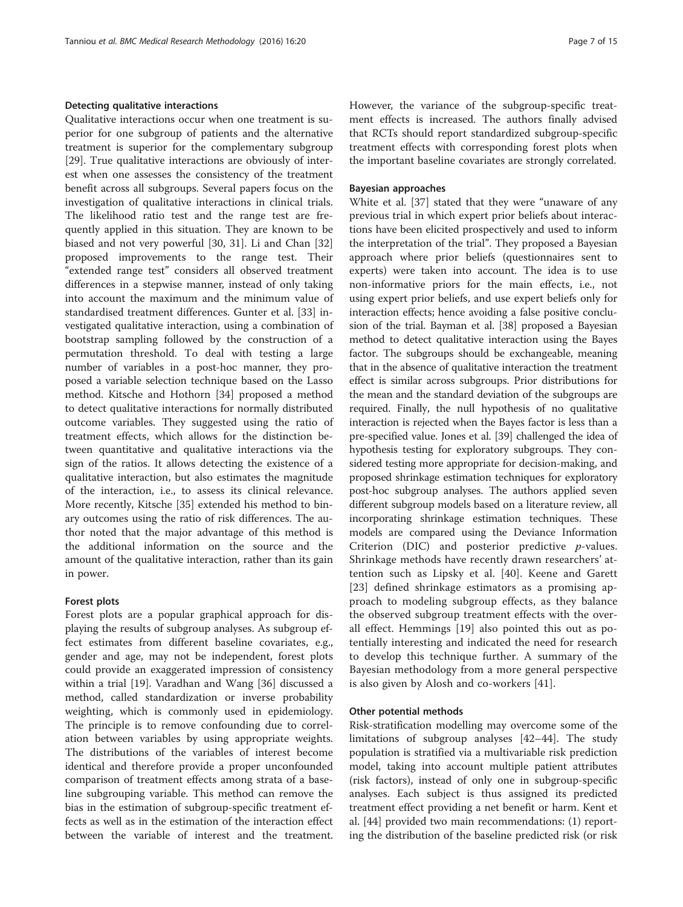#### Detecting qualitative interactions

Qualitative interactions occur when one treatment is superior for one subgroup of patients and the alternative treatment is superior for the complementary subgroup [29]. True qualitative interactions are obviously of interest when one assesses the consistency of the treatment benefit across all subgroups. Several papers focus on the investigation of qualitative interactions in clinical trials. The likelihood ratio test and the range test are frequently applied in this situation. They are known to be biased and not very powerful [30, 31]. Li and Chan [32] proposed improvements to the range test. Their "extended range test" considers all observed treatment differences in a stepwise manner, instead of only taking into account the maximum and the minimum value of standardised treatment differences. Gunter et al. [33] investigated qualitative interaction, using a combination of bootstrap sampling followed by the construction of a permutation threshold. To deal with testing a large number of variables in a post-hoc manner, they proposed a variable selection technique based on the Lasso method. Kitsche and Hothorn [34] proposed a method to detect qualitative interactions for normally distributed outcome variables. They suggested using the ratio of treatment effects, which allows for the distinction between quantitative and qualitative interactions via the sign of the ratios. It allows detecting the existence of a qualitative interaction, but also estimates the magnitude of the interaction, i.e., to assess its clinical relevance. More recently, Kitsche [35] extended his method to binary outcomes using the ratio of risk differences. The author noted that the major advantage of this method is the additional information on the source and the amount of the qualitative interaction, rather than its gain in power.

#### Forest plots

Forest plots are a popular graphical approach for displaying the results of subgroup analyses. As subgroup effect estimates from different baseline covariates, e.g., gender and age, may not be independent, forest plots could provide an exaggerated impression of consistency within a trial [19]. Varadhan and Wang [36] discussed a method, called standardization or inverse probability weighting, which is commonly used in epidemiology. The principle is to remove confounding due to correlation between variables by using appropriate weights. The distributions of the variables of interest become identical and therefore provide a proper unconfounded comparison of treatment effects among strata of a baseline subgrouping variable. This method can remove the bias in the estimation of subgroup-specific treatment effects as well as in the estimation of the interaction effect between the variable of interest and the treatment. However, the variance of the subgroup-specific treatment effects is increased. The authors finally advised that RCTs should report standardized subgroup-specific treatment effects with corresponding forest plots when the important baseline covariates are strongly correlated.

#### Bayesian approaches

White et al. [37] stated that they were "unaware of any previous trial in which expert prior beliefs about interactions have been elicited prospectively and used to inform the interpretation of the trial". They proposed a Bayesian approach where prior beliefs (questionnaires sent to experts) were taken into account. The idea is to use non-informative priors for the main effects, i.e., not using expert prior beliefs, and use expert beliefs only for interaction effects; hence avoiding a false positive conclusion of the trial. Bayman et al. [38] proposed a Bayesian method to detect qualitative interaction using the Bayes factor. The subgroups should be exchangeable, meaning that in the absence of qualitative interaction the treatment effect is similar across subgroups. Prior distributions for the mean and the standard deviation of the subgroups are required. Finally, the null hypothesis of no qualitative interaction is rejected when the Bayes factor is less than a pre-specified value. Jones et al. [39] challenged the idea of hypothesis testing for exploratory subgroups. They considered testing more appropriate for decision-making, and proposed shrinkage estimation techniques for exploratory post-hoc subgroup analyses. The authors applied seven different subgroup models based on a literature review, all incorporating shrinkage estimation techniques. These models are compared using the Deviance Information Criterion (DIC) and posterior predictive *p*-values. Shrinkage methods have recently drawn researchers' attention such as Lipsky et al. [40]. Keene and Garett [23] defined shrinkage estimators as a promising approach to modeling subgroup effects, as they balance the observed subgroup treatment effects with the overall effect. Hemmings [19] also pointed this out as potentially interesting and indicated the need for research to develop this technique further. A summary of the Bayesian methodology from a more general perspective is also given by Alosh and co-workers [41].

#### Other potential methods

Risk-stratification modelling may overcome some of the limitations of subgroup analyses [42–44]. The study population is stratified via a multivariable risk prediction model, taking into account multiple patient attributes (risk factors), instead of only one in subgroup-specific analyses. Each subject is thus assigned its predicted treatment effect providing a net benefit or harm. Kent et al. [44] provided two main recommendations: (1) reporting the distribution of the baseline predicted risk (or risk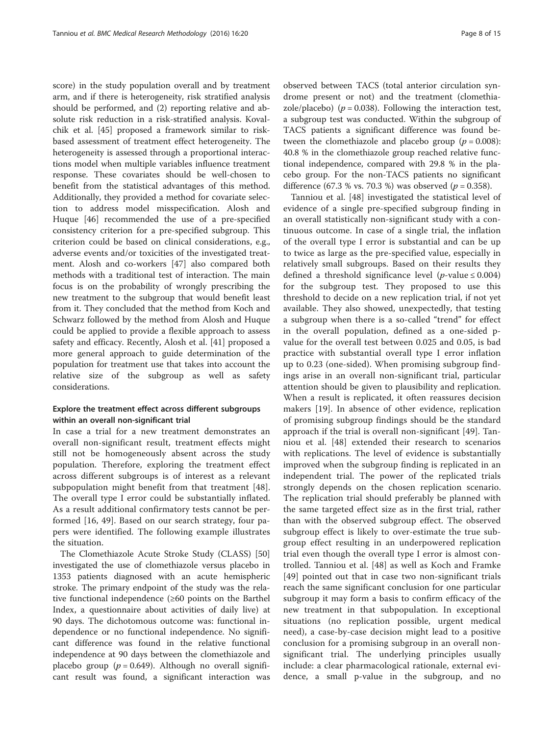score) in the study population overall and by treatment arm, and if there is heterogeneity, risk stratified analysis should be performed, and (2) reporting relative and absolute risk reduction in a risk-stratified analysis. Kovalchik et al. [45] proposed a framework similar to risk-based assessment of treatment effect heterogeneity. The heterogeneity is assessed through a proportional interactions model when multiple variables influence treatment response. These covariates should be well-chosen to benefit from the statistical advantages of this method. Additionally, they provided a method for covariate selection to address model misspecification. Alosh and Huque [46] recommended the use of a pre-specified consistency criterion for a pre-specified subgroup. This criterion could be based on clinical considerations, e.g., adverse events and/or toxicities of the investigated treatment. Alosh and co-workers [47] also compared both methods with a traditional test of interaction. The main focus is on the probability of wrongly prescribing the new treatment to the subgroup that would benefit least from it. They concluded that the method from Koch and Schwarz followed by the method from Alosh and Huque could be applied to provide a flexible approach to assess safety and efficacy. Recently, Alosh et al. [41] proposed a more general approach to guide determination of the population for treatment use that takes into account the relative size of the subgroup as well as safety considerations.

### Explore the treatment effect across different subgroups within an overall non-significant trial

In case a trial for a new treatment demonstrates an overall non-significant result, treatment effects might still not be homogeneously absent across the study population. Therefore, exploring the treatment effect across different subgroups is of interest as a relevant subpopulation might benefit from that treatment [48]. The overall type I error could be substantially inflated. As a result additional confirmatory tests cannot be performed [16, 49]. Based on our search strategy, four papers were identified. The following example illustrates the situation.

The Clomethiazole Acute Stroke Study (CLASS) [50] investigated the use of clomethiazole versus placebo in 1353 patients diagnosed with an acute hemispheric stroke. The primary endpoint of the study was the relative functional independence (≥60 points on the Barthel Index, a questionnaire about activities of daily live) at 90 days. The dichotomous outcome was: functional independence or no functional independence. No significant difference was found in the relative functional independence at 90 days between the clomethiazole and placebo group ($p = 0.649$). Although no overall significant result was found, a significant interaction was observed between TACS (total anterior circulation syndrome present or not) and the treatment (clomethiazole/placebo) ($p = 0.038$). Following the interaction test, a subgroup test was conducted. Within the subgroup of TACS patients a significant difference was found between the clomethiazole and placebo group ($p = 0.008$): 40.8 % in the clomethiazole group reached relative functional independence, compared with 29.8 % in the placebo group. For the non-TACS patients no significant difference (67.3 % vs. 70.3 %) was observed ($p = 0.358$).

Tanniou et al. [48] investigated the statistical level of evidence of a single pre-specified subgroup finding in an overall statistically non-significant study with a continuous outcome. In case of a single trial, the inflation of the overall type I error is substantial and can be up to twice as large as the pre-specified value, especially in relatively small subgroups. Based on their results they defined a threshold significance level ($p$-value ≤ 0.004) for the subgroup test. They proposed to use this threshold to decide on a new replication trial, if not yet available. They also showed, unexpectedly, that testing a subgroup when there is a so-called "trend" for effect in the overall population, defined as a one-sided p-value for the overall test between 0.025 and 0.05, is bad practice with substantial overall type I error inflation up to 0.23 (one-sided). When promising subgroup findings arise in an overall non-significant trial, particular attention should be given to plausibility and replication. When a result is replicated, it often reassures decision makers [19]. In absence of other evidence, replication of promising subgroup findings should be the standard approach if the trial is overall non-significant [49]. Tanniou et al. [48] extended their research to scenarios with replications. The level of evidence is substantially improved when the subgroup finding is replicated in an independent trial. The power of the replicated trials strongly depends on the chosen replication scenario. The replication trial should preferably be planned with the same targeted effect size as in the first trial, rather than with the observed subgroup effect. The observed subgroup effect is likely to over-estimate the true subgroup effect resulting in an underpowered replication trial even though the overall type I error is almost controlled. Tanniou et al. [48] as well as Koch and Framke [49] pointed out that in case two non-significant trials reach the same significant conclusion for one particular subgroup it may form a basis to confirm efficacy of the new treatment in that subpopulation. In exceptional situations (no replication possible, urgent medical need), a case-by-case decision might lead to a positive conclusion for a promising subgroup in an overall non-significant trial. The underlying principles usually include: a clear pharmacological rationale, external evidence, a small p-value in the subgroup, and no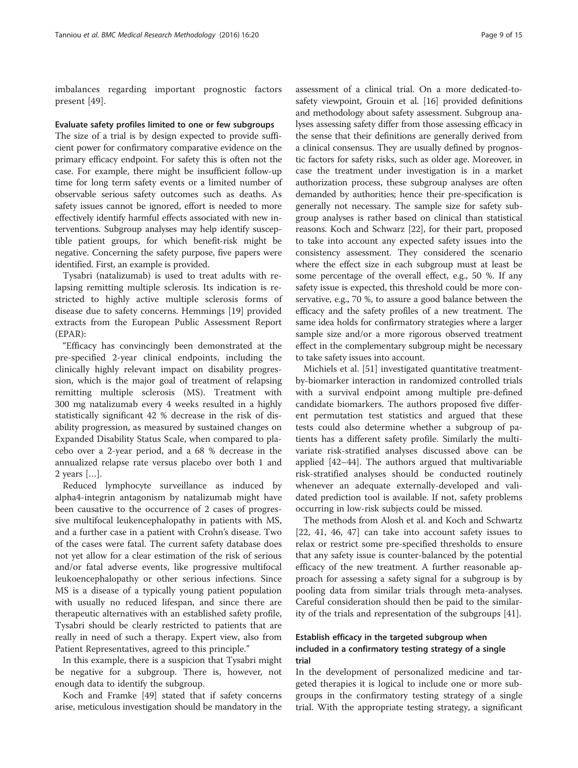imbalances regarding important prognostic factors present [49].

#### Evaluate safety profiles limited to one or few subgroups

The size of a trial is by design expected to provide sufficient power for confirmatory comparative evidence on the primary efficacy endpoint. For safety this is often not the case. For example, there might be insufficient follow-up time for long term safety events or a limited number of observable serious safety outcomes such as deaths. As safety issues cannot be ignored, effort is needed to more effectively identify harmful effects associated with new interventions. Subgroup analyses may help identify susceptible patient groups, for which benefit-risk might be negative. Concerning the safety purpose, five papers were identified. First, an example is provided.

Tysabri (natalizumab) is used to treat adults with relapsing remitting multiple sclerosis. Its indication is restricted to highly active multiple sclerosis forms of disease due to safety concerns. Hemmings [19] provided extracts from the European Public Assessment Report (EPAR):

"Efficacy has convincingly been demonstrated at the pre-specified 2-year clinical endpoints, including the clinically highly relevant impact on disability progression, which is the major goal of treatment of relapsing remitting multiple sclerosis (MS). Treatment with 300 mg natalizumab every 4 weeks resulted in a highly statistically significant 42 % decrease in the risk of disability progression, as measured by sustained changes on Expanded Disability Status Scale, when compared to placebo over a 2-year period, and a 68 % decrease in the annualized relapse rate versus placebo over both 1 and 2 years […].

Reduced lymphocyte surveillance as induced by alpha4-integrin antagonism by natalizumab might have been causative to the occurrence of 2 cases of progressive multifocal leukencephalopathy in patients with MS, and a further case in a patient with Crohn's disease. Two of the cases were fatal. The current safety database does not yet allow for a clear estimation of the risk of serious and/or fatal adverse events, like progressive multifocal leukoencephalopathy or other serious infections. Since MS is a disease of a typically young patient population with usually no reduced lifespan, and since there are therapeutic alternatives with an established safety profile, Tysabri should be clearly restricted to patients that are really in need of such a therapy. Expert view, also from Patient Representatives, agreed to this principle."

In this example, there is a suspicion that Tysabri might be negative for a subgroup. There is, however, not enough data to identify the subgroup.

Koch and Framke [49] stated that if safety concerns arise, meticulous investigation should be mandatory in the assessment of a clinical trial. On a more dedicated-to-safety viewpoint, Grouin et al. [16] provided definitions and methodology about safety assessment. Subgroup analyses assessing safety differ from those assessing efficacy in the sense that their definitions are generally derived from a clinical consensus. They are usually defined by prognostic factors for safety risks, such as older age. Moreover, in case the treatment under investigation is in a market authorization process, these subgroup analyses are often demanded by authorities; hence their pre-specification is generally not necessary. The sample size for safety subgroup analyses is rather based on clinical than statistical reasons. Koch and Schwarz [22], for their part, proposed to take into account any expected safety issues into the consistency assessment. They considered the scenario where the effect size in each subgroup must at least be some percentage of the overall effect, e.g., 50 %. If any safety issue is expected, this threshold could be more conservative, e.g., 70 %, to assure a good balance between the efficacy and the safety profiles of a new treatment. The same idea holds for confirmatory strategies where a larger sample size and/or a more rigorous observed treatment effect in the complementary subgroup might be necessary to take safety issues into account.

Michiels et al. [51] investigated quantitative treatment-by-biomarker interaction in randomized controlled trials with a survival endpoint among multiple pre-defined candidate biomarkers. The authors proposed five different permutation test statistics and argued that these tests could also determine whether a subgroup of patients has a different safety profile. Similarly the multivariate risk-stratified analyses discussed above can be applied [42–44]. The authors argued that multivariable risk-stratified analyses should be conducted routinely whenever an adequate externally-developed and validated prediction tool is available. If not, safety problems occurring in low-risk subjects could be missed.

The methods from Alosh et al. and Koch and Schwartz [22, 41, 46, 47] can take into account safety issues to relax or restrict some pre-specified thresholds to ensure that any safety issue is counter-balanced by the potential efficacy of the new treatment. A further reasonable approach for assessing a safety signal for a subgroup is by pooling data from similar trials through meta-analyses. Careful consideration should then be paid to the similarity of the trials and representation of the subgroups [41].

#### Establish efficacy in the targeted subgroup when included in a confirmatory testing strategy of a single trial

In the development of personalized medicine and targeted therapies it is logical to include one or more subgroups in the confirmatory testing strategy of a single trial. With the appropriate testing strategy, a significant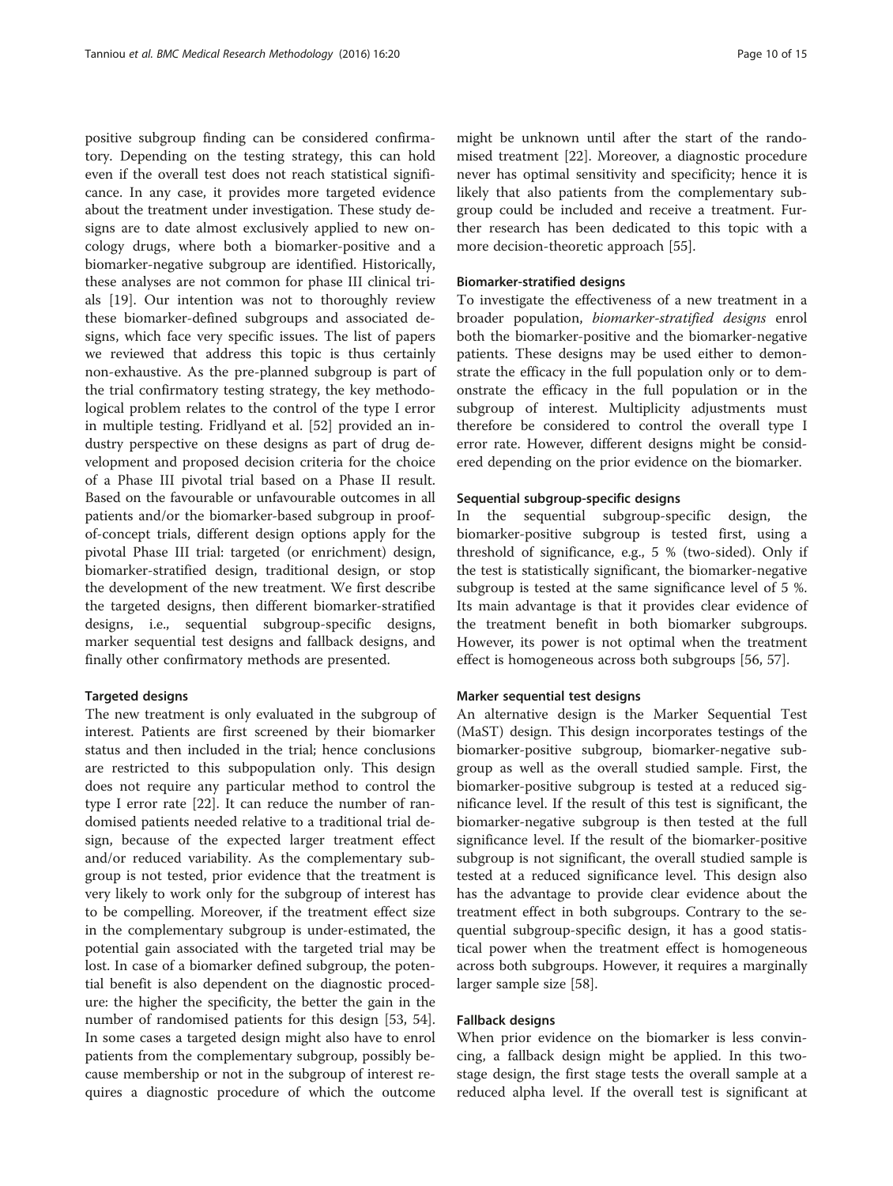positive subgroup finding can be considered confirmatory. Depending on the testing strategy, this can hold even if the overall test does not reach statistical significance. In any case, it provides more targeted evidence about the treatment under investigation. These study designs are to date almost exclusively applied to new oncology drugs, where both a biomarker-positive and a biomarker-negative subgroup are identified. Historically, these analyses are not common for phase III clinical trials [19]. Our intention was not to thoroughly review these biomarker-defined subgroups and associated designs, which face very specific issues. The list of papers we reviewed that address this topic is thus certainly non-exhaustive. As the pre-planned subgroup is part of the trial confirmatory testing strategy, the key methodological problem relates to the control of the type I error in multiple testing. Fridlyand et al. [52] provided an industry perspective on these designs as part of drug development and proposed decision criteria for the choice of a Phase III pivotal trial based on a Phase II result. Based on the favourable or unfavourable outcomes in all patients and/or the biomarker-based subgroup in proof-of-concept trials, different design options apply for the pivotal Phase III trial: targeted (or enrichment) design, biomarker-stratified design, traditional design, or stop the development of the new treatment. We first describe the targeted designs, then different biomarker-stratified designs, i.e., sequential subgroup-specific designs, marker sequential test designs and fallback designs, and finally other confirmatory methods are presented.

#### Targeted designs

The new treatment is only evaluated in the subgroup of interest. Patients are first screened by their biomarker status and then included in the trial; hence conclusions are restricted to this subpopulation only. This design does not require any particular method to control the type I error rate [22]. It can reduce the number of randomised patients needed relative to a traditional trial design, because of the expected larger treatment effect and/or reduced variability. As the complementary subgroup is not tested, prior evidence that the treatment is very likely to work only for the subgroup of interest has to be compelling. Moreover, if the treatment effect size in the complementary subgroup is under-estimated, the potential gain associated with the targeted trial may be lost. In case of a biomarker defined subgroup, the potential benefit is also dependent on the diagnostic procedure: the higher the specificity, the better the gain in the number of randomised patients for this design [53, 54]. In some cases a targeted design might also have to enrol patients from the complementary subgroup, possibly because membership or not in the subgroup of interest requires a diagnostic procedure of which the outcome might be unknown until after the start of the randomised treatment [22]. Moreover, a diagnostic procedure never has optimal sensitivity and specificity; hence it is likely that also patients from the complementary subgroup could be included and receive a treatment. Further research has been dedicated to this topic with a more decision-theoretic approach [55].

#### Biomarker-stratified designs

To investigate the effectiveness of a new treatment in a broader population, *biomarker-stratified designs* enrol both the biomarker-positive and the biomarker-negative patients. These designs may be used either to demonstrate the efficacy in the full population only or to demonstrate the efficacy in the full population or in the subgroup of interest. Multiplicity adjustments must therefore be considered to control the overall type I error rate. However, different designs might be considered depending on the prior evidence on the biomarker.

#### Sequential subgroup-specific designs

In the sequential subgroup-specific design, the biomarker-positive subgroup is tested first, using a threshold of significance, e.g., 5 % (two-sided). Only if the test is statistically significant, the biomarker-negative subgroup is tested at the same significance level of 5 %. Its main advantage is that it provides clear evidence of the treatment benefit in both biomarker subgroups. However, its power is not optimal when the treatment effect is homogeneous across both subgroups [56, 57].

#### Marker sequential test designs

An alternative design is the Marker Sequential Test (MaST) design. This design incorporates testings of the biomarker-positive subgroup, biomarker-negative subgroup as well as the overall studied sample. First, the biomarker-positive subgroup is tested at a reduced significance level. If the result of this test is significant, the biomarker-negative subgroup is then tested at the full significance level. If the result of the biomarker-positive subgroup is not significant, the overall studied sample is tested at a reduced significance level. This design also has the advantage to provide clear evidence about the treatment effect in both subgroups. Contrary to the sequential subgroup-specific design, it has a good statistical power when the treatment effect is homogeneous across both subgroups. However, it requires a marginally larger sample size [58].

#### Fallback designs

When prior evidence on the biomarker is less convincing, a fallback design might be applied. In this two-stage design, the first stage tests the overall sample at a reduced alpha level. If the overall test is significant at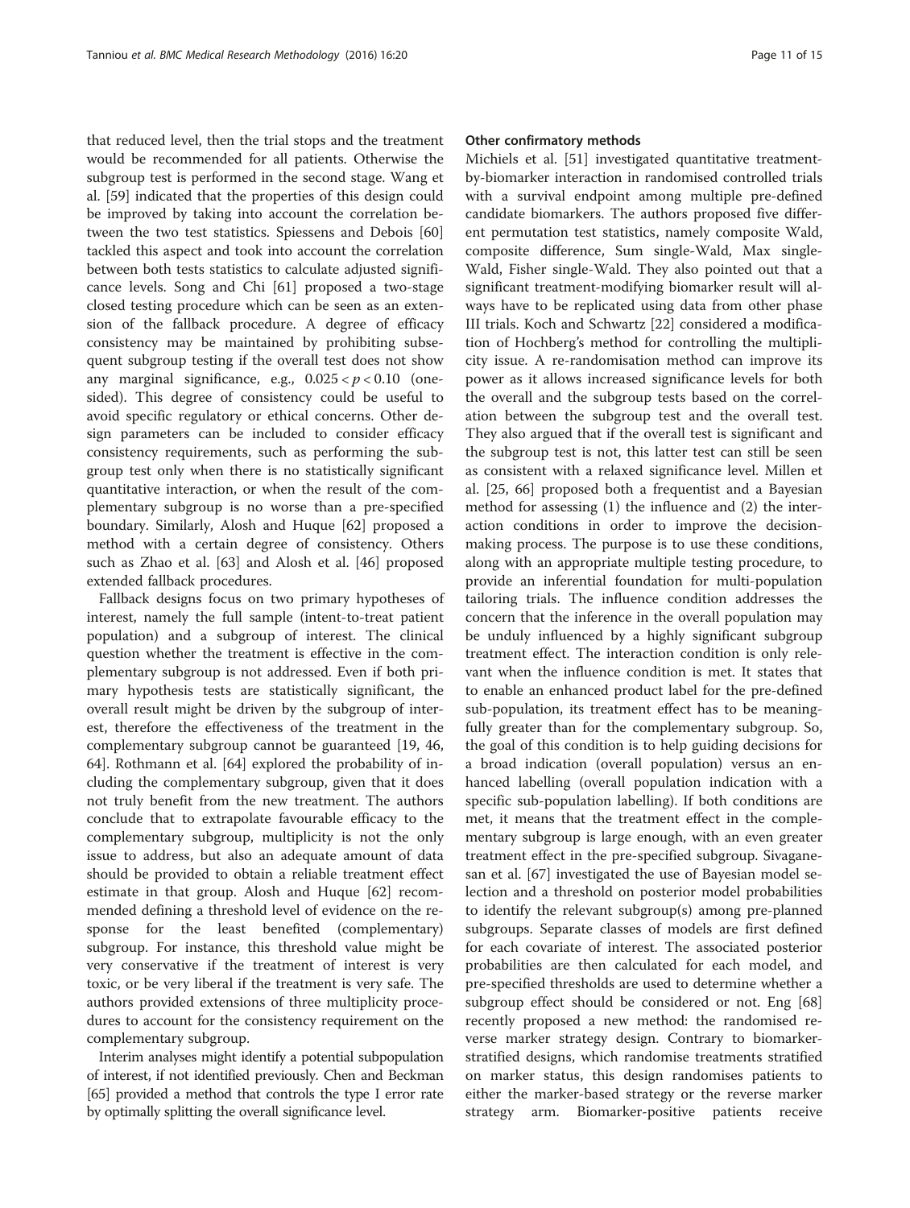that reduced level, then the trial stops and the treatment would be recommended for all patients. Otherwise the subgroup test is performed in the second stage. Wang et al. [59] indicated that the properties of this design could be improved by taking into account the correlation between the two test statistics. Spiessens and Debois [60] tackled this aspect and took into account the correlation between both tests statistics to calculate adjusted significance levels. Song and Chi [61] proposed a two-stage closed testing procedure which can be seen as an extension of the fallback procedure. A degree of efficacy consistency may be maintained by prohibiting subsequent subgroup testing if the overall test does not show any marginal significance, e.g., $0.025 < p < 0.10$ (one-sided). This degree of consistency could be useful to avoid specific regulatory or ethical concerns. Other design parameters can be included to consider efficacy consistency requirements, such as performing the subgroup test only when there is no statistically significant quantitative interaction, or when the result of the complementary subgroup is no worse than a pre-specified boundary. Similarly, Alosh and Huque [62] proposed a method with a certain degree of consistency. Others such as Zhao et al. [63] and Alosh et al. [46] proposed extended fallback procedures.

Fallback designs focus on two primary hypotheses of interest, namely the full sample (intent-to-treat patient population) and a subgroup of interest. The clinical question whether the treatment is effective in the complementary subgroup is not addressed. Even if both primary hypothesis tests are statistically significant, the overall result might be driven by the subgroup of interest, therefore the effectiveness of the treatment in the complementary subgroup cannot be guaranteed [19, 46, 64]. Rothmann et al. [64] explored the probability of including the complementary subgroup, given that it does not truly benefit from the new treatment. The authors conclude that to extrapolate favourable efficacy to the complementary subgroup, multiplicity is not the only issue to address, but also an adequate amount of data should be provided to obtain a reliable treatment effect estimate in that group. Alosh and Huque [62] recommended defining a threshold level of evidence on the response for the least benefited (complementary) subgroup. For instance, this threshold value might be very conservative if the treatment of interest is very toxic, or be very liberal if the treatment is very safe. The authors provided extensions of three multiplicity procedures to account for the consistency requirement on the complementary subgroup.

Interim analyses might identify a potential subpopulation of interest, if not identified previously. Chen and Beckman [65] provided a method that controls the type I error rate by optimally splitting the overall significance level.

#### Other confirmatory methods

Michiels et al. [51] investigated quantitative treatment-by-biomarker interaction in randomised controlled trials with a survival endpoint among multiple pre-defined candidate biomarkers. The authors proposed five different permutation test statistics, namely composite Wald, composite difference, Sum single-Wald, Max single-Wald, Fisher single-Wald. They also pointed out that a significant treatment-modifying biomarker result will always have to be replicated using data from other phase III trials. Koch and Schwartz [22] considered a modification of Hochberg's method for controlling the multiplicity issue. A re-randomisation method can improve its power as it allows increased significance levels for both the overall and the subgroup tests based on the correlation between the subgroup test and the overall test. They also argued that if the overall test is significant and the subgroup test is not, this latter test can still be seen as consistent with a relaxed significance level. Millen et al. [25, 66] proposed both a frequentist and a Bayesian method for assessing (1) the influence and (2) the interaction conditions in order to improve the decision-making process. The purpose is to use these conditions, along with an appropriate multiple testing procedure, to provide an inferential foundation for multi-population tailoring trials. The influence condition addresses the concern that the inference in the overall population may be unduly influenced by a highly significant subgroup treatment effect. The interaction condition is only relevant when the influence condition is met. It states that to enable an enhanced product label for the pre-defined sub-population, its treatment effect has to be meaningfully greater than for the complementary subgroup. So, the goal of this condition is to help guiding decisions for a broad indication (overall population) versus an enhanced labelling (overall population indication with a specific sub-population labelling). If both conditions are met, it means that the treatment effect in the complementary subgroup is large enough, with an even greater treatment effect in the pre-specified subgroup. Sivaganesan et al. [67] investigated the use of Bayesian model selection and a threshold on posterior model probabilities to identify the relevant subgroup(s) among pre-planned subgroups. Separate classes of models are first defined for each covariate of interest. The associated posterior probabilities are then calculated for each model, and pre-specified thresholds are used to determine whether a subgroup effect should be considered or not. Eng [68] recently proposed a new method: the randomised reverse marker strategy design. Contrary to biomarker-stratified designs, which randomise treatments stratified on marker status, this design randomises patients to either the marker-based strategy or the reverse marker strategy arm. Biomarker-positive patients receive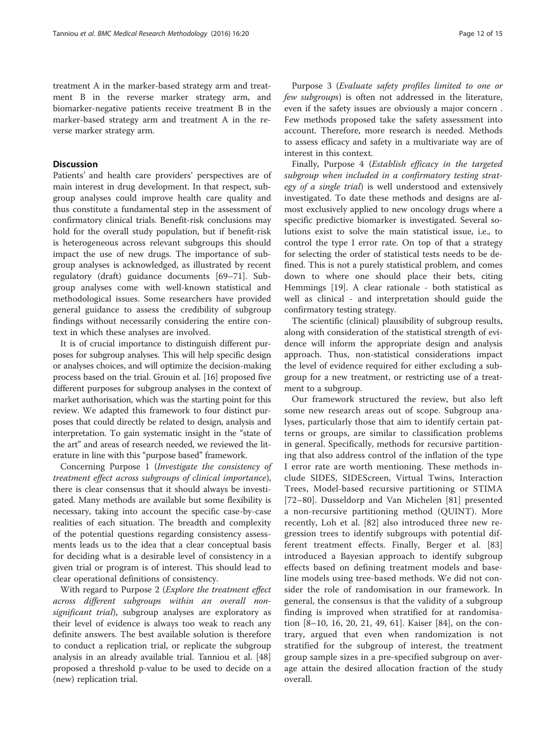treatment A in the marker-based strategy arm and treatment B in the reverse marker strategy arm, and biomarker-negative patients receive treatment B in the marker-based strategy arm and treatment A in the reverse marker strategy arm.

## Discussion

Patients' and health care providers' perspectives are of main interest in drug development. In that respect, subgroup analyses could improve health care quality and thus constitute a fundamental step in the assessment of confirmatory clinical trials. Benefit-risk conclusions may hold for the overall study population, but if benefit-risk is heterogeneous across relevant subgroups this should impact the use of new drugs. The importance of subgroup analyses is acknowledged, as illustrated by recent regulatory (draft) guidance documents [69–71]. Subgroup analyses come with well-known statistical and methodological issues. Some researchers have provided general guidance to assess the credibility of subgroup findings without necessarily considering the entire context in which these analyses are involved.

It is of crucial importance to distinguish different purposes for subgroup analyses. This will help specific design or analyses choices, and will optimize the decision-making process based on the trial. Grouin et al. [16] proposed five different purposes for subgroup analyses in the context of market authorisation, which was the starting point for this review. We adapted this framework to four distinct purposes that could directly be related to design, analysis and interpretation. To gain systematic insight in the "state of the art" and areas of research needed, we reviewed the literature in line with this "purpose based" framework.

Concerning Purpose 1 (*Investigate the consistency of treatment effect across subgroups of clinical importance*), there is clear consensus that it should always be investigated. Many methods are available but some flexibility is necessary, taking into account the specific case-by-case realities of each situation. The breadth and complexity of the potential questions regarding consistency assessments leads us to the idea that a clear conceptual basis for deciding what is a desirable level of consistency in a given trial or program is of interest. This should lead to clear operational definitions of consistency.

With regard to Purpose 2 (*Explore the treatment effect across different subgroups within an overall non-significant trial*), subgroup analyses are exploratory as their level of evidence is always too weak to reach any definite answers. The best available solution is therefore to conduct a replication trial, or replicate the subgroup analysis in an already available trial. Tanniou et al. [48] proposed a threshold p-value to be used to decide on a (new) replication trial.

Purpose 3 (*Evaluate safety profiles limited to one or few subgroups*) is often not addressed in the literature, even if the safety issues are obviously a major concern . Few methods proposed take the safety assessment into account. Therefore, more research is needed. Methods to assess efficacy and safety in a multivariate way are of interest in this context.

Finally, Purpose 4 (*Establish efficacy in the targeted subgroup when included in a confirmatory testing strategy of a single trial*) is well understood and extensively investigated. To date these methods and designs are almost exclusively applied to new oncology drugs where a specific predictive biomarker is investigated. Several solutions exist to solve the main statistical issue, i.e., to control the type I error rate. On top of that a strategy for selecting the order of statistical tests needs to be defined. This is not a purely statistical problem, and comes down to where one should place their bets, citing Hemmings [19]. A clear rationale - both statistical as well as clinical - and interpretation should guide the confirmatory testing strategy.

The scientific (clinical) plausibility of subgroup results, along with consideration of the statistical strength of evidence will inform the appropriate design and analysis approach. Thus, non-statistical considerations impact the level of evidence required for either excluding a subgroup for a new treatment, or restricting use of a treatment to a subgroup.

Our framework structured the review, but also left some new research areas out of scope. Subgroup analyses, particularly those that aim to identify certain patterns or groups, are similar to classification problems in general. Specifically, methods for recursive partitioning that also address control of the inflation of the type I error rate are worth mentioning. These methods include SIDES, SIDEScreen, Virtual Twins, Interaction Trees, Model-based recursive partitioning or STIMA [72–80]. Dusseldorp and Van Michelen [81] presented a non-recursive partitioning method (QUINT). More recently, Loh et al. [82] also introduced three new regression trees to identify subgroups with potential different treatment effects. Finally, Berger et al. [83] introduced a Bayesian approach to identify subgroup effects based on defining treatment models and baseline models using tree-based methods. We did not consider the role of randomisation in our framework. In general, the consensus is that the validity of a subgroup finding is improved when stratified for at randomisation [8–10, 16, 20, 21, 49, 61]. Kaiser [84], on the contrary, argued that even when randomization is not stratified for the subgroup of interest, the treatment group sample sizes in a pre-specified subgroup on average attain the desired allocation fraction of the study overall.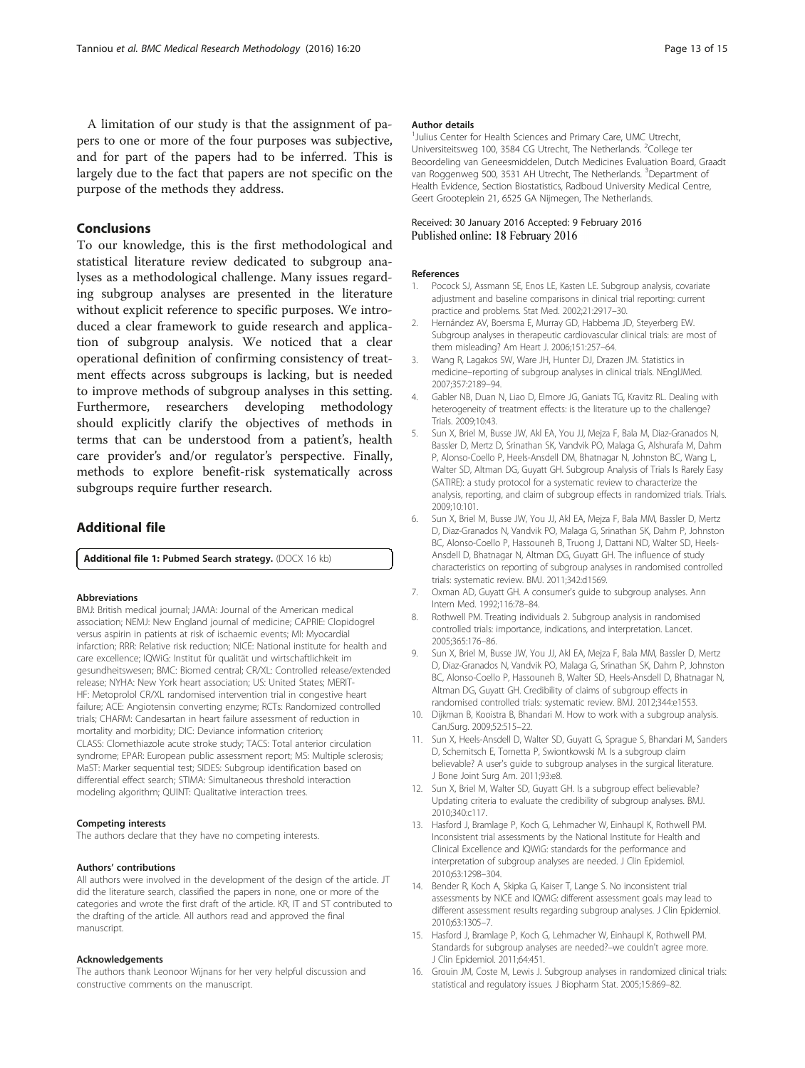A limitation of our study is that the assignment of papers to one or more of the four purposes was subjective, and for part of the papers had to be inferred. This is largely due to the fact that papers are not specific on the purpose of the methods they address.

## Conclusions

To our knowledge, this is the first methodological and statistical literature review dedicated to subgroup analyses as a methodological challenge. Many issues regarding subgroup analyses are presented in the literature without explicit reference to specific purposes. We introduced a clear framework to guide research and application of subgroup analysis. We noticed that a clear operational definition of confirming consistency of treatment effects across subgroups is lacking, but is needed to improve methods of subgroup analyses in this setting. Furthermore, researchers developing methodology should explicitly clarify the objectives of methods in terms that can be understood from a patient's, health care provider's and/or regulator's perspective. Finally, methods to explore benefit-risk systematically across subgroups require further research.

## Additional file

**Additional file 1: Pubmed Search strategy.** (DOCX 16 kb)

#### Abbreviations

BMJ: British medical journal; JAMA: Journal of the American medical association; NEMJ: New England journal of medicine; CAPRIE: Clopidogrel versus aspirin in patients at risk of ischaemic events; MI: Myocardial infarction; RRR: Relative risk reduction; NICE: National institute for health and care excellence; IQWiG: Institut für qualität und wirtschaftlichkeit im gesundheitswesen; BMC: Biomed central; CR/XL: Controlled release/extended release; NYHA: New York heart association; US: United States; MERIT-HF: Metoprolol CR/XL randomised intervention trial in congestive heart failure; ACE: Angiotensin converting enzyme; RCTs: Randomized controlled trials; CHARM: Candesartan in heart failure assessment of reduction in mortality and morbidity; DIC: Deviance information criterion; CLASS: Clomethiazole acute stroke study; TACS: Total anterior circulation syndrome; EPAR: European public assessment report; MS: Multiple sclerosis; MaST: Marker sequential test; SIDES: Subgroup identification based on differential effect search; STIMA: Simultaneous threshold interaction modeling algorithm; QUINT: Qualitative interaction trees.

#### Competing interests

The authors declare that they have no competing interests.

#### Authors' contributions

All authors were involved in the development of the design of the article. JT did the literature search, classified the papers in none, one or more of the categories and wrote the first draft of the article. KR, IT and ST contributed to the drafting of the article. All authors read and approved the final manuscript.

#### Acknowledgements

The authors thank Leonoor Wijnans for her very helpful discussion and constructive comments on the manuscript.

#### Author details

[1]Julius Center for Health Sciences and Primary Care, UMC Utrecht, Universiteitsweg 100, 3584 CG Utrecht, The Netherlands. [2]College ter Beoordeling van Geneesmiddelen, Dutch Medicines Evaluation Board, Graadt van Roggenweg 500, 3531 AH Utrecht, The Netherlands. [3]Department of Health Evidence, Section Biostatistics, Radboud University Medical Centre, Geert Grooteplein 21, 6525 GA Nijmegen, The Netherlands.

Received: 30 January 2016 Accepted: 9 February 2016
Published online: 18 February 2016

#### References

1. Pocock SJ, Assmann SE, Enos LE, Kasten LE. Subgroup analysis, covariate adjustment and baseline comparisons in clinical trial reporting: current practice and problems. Stat Med. 2002;21:2917–30.
2. Hernández AV, Boersma E, Murray GD, Habbema JD, Steyerberg EW. Subgroup analyses in therapeutic cardiovascular clinical trials: are most of them misleading? Am Heart J. 2006;151:257–64.
3. Wang R, Lagakos SW, Ware JH, Hunter DJ, Drazen JM. Statistics in medicine–reporting of subgroup analyses in clinical trials. NEnglJMed. 2007;357:2189–94.
4. Gabler NB, Duan N, Liao D, Elmore JG, Ganiats TG, Kravitz RL. Dealing with heterogeneity of treatment effects: is the literature up to the challenge? Trials. 2009;10:43.
5. Sun X, Briel M, Busse JW, Akl EA, You JJ, Mejza F, Bala M, Diaz-Granados N, Bassler D, Mertz D, Srinathan SK, Vandvik PO, Malaga G, Alshurafa M, Dahm P, Alonso-Coello P, Heels-Ansdell DM, Bhatnagar N, Johnston BC, Wang L, Walter SD, Altman DG, Guyatt GH. Subgroup Analysis of Trials Is Rarely Easy (SATIRE): a study protocol for a systematic review to characterize the analysis, reporting, and claim of subgroup effects in randomized trials. Trials. 2009;10:101.
6. Sun X, Briel M, Busse JW, You JJ, Akl EA, Mejza F, Bala MM, Bassler D, Mertz D, Diaz-Granados N, Vandvik PO, Malaga G, Srinathan SK, Dahm P, Johnston BC, Alonso-Coello P, Hassouneh B, Truong J, Dattani ND, Walter SD, Heels-Ansdell D, Bhatnagar N, Altman DG, Guyatt GH. The influence of study characteristics on reporting of subgroup analyses in randomised controlled trials: systematic review. BMJ. 2011;342:d1569.
7. Oxman AD, Guyatt GH. A consumer's guide to subgroup analyses. Ann Intern Med. 1992;116:78–84.
8. Rothwell PM. Treating individuals 2. Subgroup analysis in randomised controlled trials: importance, indications, and interpretation. Lancet. 2005;365:176–86.
9. Sun X, Briel M, Busse JW, You JJ, Akl EA, Mejza F, Bala MM, Bassler D, Mertz D, Diaz-Granados N, Vandvik PO, Malaga G, Srinathan SK, Dahm P, Johnston BC, Alonso-Coello P, Hassouneh B, Walter SD, Heels-Ansdell D, Bhatnagar N, Altman DG, Guyatt GH. Credibility of claims of subgroup effects in randomised controlled trials: systematic review. BMJ. 2012;344:e1553.
10. Dijkman B, Kooistra B, Bhandari M. How to work with a subgroup analysis. CanJSurg. 2009;52:515–22.
11. Sun X, Heels-Ansdell D, Walter SD, Guyatt G, Sprague S, Bhandari M, Sanders D, Schemitsch E, Tornetta P, Swiontkowski M. Is a subgroup claim believable? A user's guide to subgroup analyses in the surgical literature. J Bone Joint Surg Am. 2011;93:e8.
12. Sun X, Briel M, Walter SD, Guyatt GH. Is a subgroup effect believable? Updating criteria to evaluate the credibility of subgroup analyses. BMJ. 2010;340:c117.
13. Hasford J, Bramlage P, Koch G, Lehmacher W, Einhaupl K, Rothwell PM. Inconsistent trial assessments by the National Institute for Health and Clinical Excellence and IQWiG: standards for the performance and interpretation of subgroup analyses are needed. J Clin Epidemiol. 2010;63:1298–304.
14. Bender R, Koch A, Skipka G, Kaiser T, Lange S. No inconsistent trial assessments by NICE and IQWiG: different assessment goals may lead to different assessment results regarding subgroup analyses. J Clin Epidemiol. 2010;63:1305–7.
15. Hasford J, Bramlage P, Koch G, Lehmacher W, Einhaupl K, Rothwell PM. Standards for subgroup analyses are needed?–we couldn't agree more. J Clin Epidemiol. 2011;64:451.
16. Grouin JM, Coste M, Lewis J. Subgroup analyses in randomized clinical trials: statistical and regulatory issues. J Biopharm Stat. 2005;15:869–82.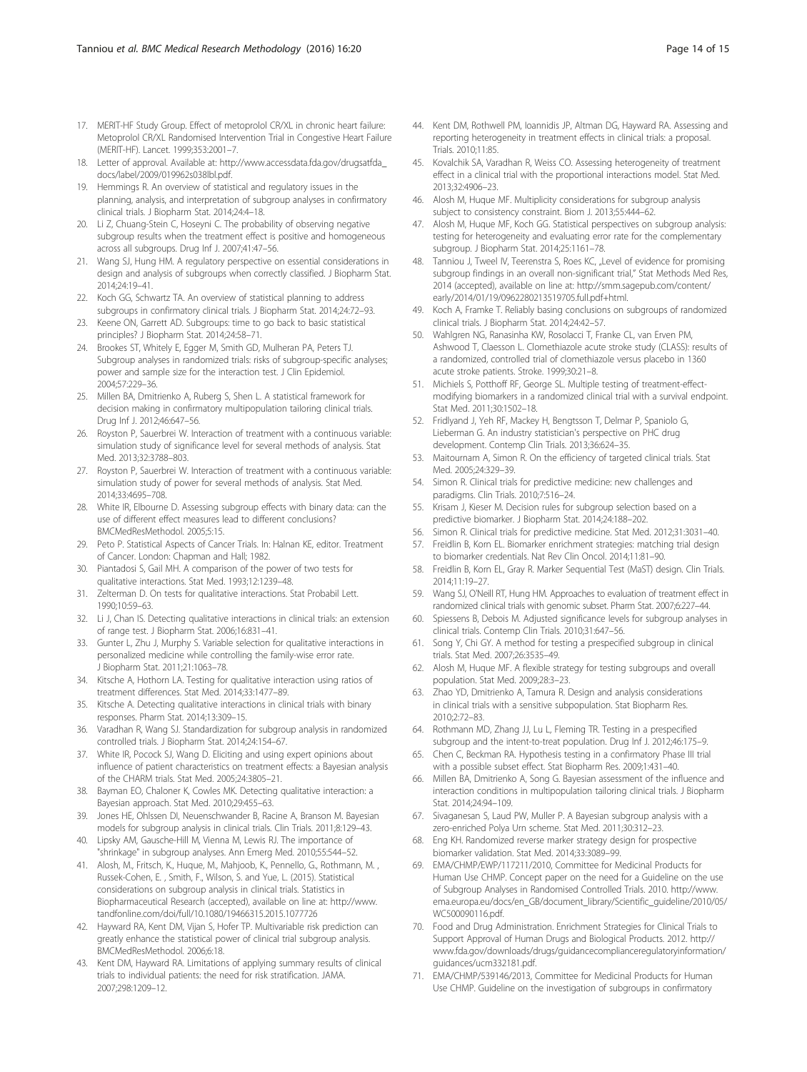17. MERIT-HF Study Group. Effect of metoprolol CR/XL in chronic heart failure: Metoprolol CR/XL Randomised Intervention Trial in Congestive Heart Failure (MERIT-HF). Lancet. 1999;353:2001–7.
18. Letter of approval. Available at: http://www.accessdata.fda.gov/drugsatfda_docs/label/2009/019962s038lbl.pdf.
19. Hemmings R. An overview of statistical and regulatory issues in the planning, analysis, and interpretation of subgroup analyses in confirmatory clinical trials. J Biopharm Stat. 2014;24:4–18.
20. Li Z, Chuang-Stein C, Hoseyni C. The probability of observing negative subgroup results when the treatment effect is positive and homogeneous across all subgroups. Drug Inf J. 2007;41:47–56.
21. Wang SJ, Hung HM. A regulatory perspective on essential considerations in design and analysis of subgroups when correctly classified. J Biopharm Stat. 2014;24:19–41.
22. Koch GG, Schwartz TA. An overview of statistical planning to address subgroups in confirmatory clinical trials. J Biopharm Stat. 2014;24:72–93.
23. Keene ON, Garrett AD. Subgroups: time to go back to basic statistical principles? J Biopharm Stat. 2014;24:58–71.
24. Brookes ST, Whitely E, Egger M, Smith GD, Mulheran PA, Peters TJ. Subgroup analyses in randomized trials: risks of subgroup-specific analyses; power and sample size for the interaction test. J Clin Epidemiol. 2004;57:229–36.
25. Millen BA, Dmitrienko A, Ruberg S, Shen L. A statistical framework for decision making in confirmatory multipopulation tailoring clinical trials. Drug Inf J. 2012;46:647–56.
26. Royston P, Sauerbrei W. Interaction of treatment with a continuous variable: simulation study of significance level for several methods of analysis. Stat Med. 2013;32:3788–803.
27. Royston P, Sauerbrei W. Interaction of treatment with a continuous variable: simulation study of power for several methods of analysis. Stat Med. 2014;33:4695–708.
28. White IR, Elbourne D. Assessing subgroup effects with binary data: can the use of different effect measures lead to different conclusions? BMCMedResMethodol. 2005;5:15.
29. Peto P. Statistical Aspects of Cancer Trials. In: Halnan KE, editor. Treatment of Cancer. London: Chapman and Hall; 1982.
30. Piantadosi S, Gail MH. A comparison of the power of two tests for qualitative interactions. Stat Med. 1993;12:1239–48.
31. Zelterman D. On tests for qualitative interactions. Stat Probabil Lett. 1990;10:59–63.
32. Li J, Chan IS. Detecting qualitative interactions in clinical trials: an extension of range test. J Biopharm Stat. 2006;16:831–41.
33. Gunter L, Zhu J, Murphy S. Variable selection for qualitative interactions in personalized medicine while controlling the family-wise error rate. J Biopharm Stat. 2011;21:1063–78.
34. Kitsche A, Hothorn LA. Testing for qualitative interaction using ratios of treatment differences. Stat Med. 2014;33:1477–89.
35. Kitsche A. Detecting qualitative interactions in clinical trials with binary responses. Pharm Stat. 2014;13:309–15.
36. Varadhan R, Wang SJ. Standardization for subgroup analysis in randomized controlled trials. J Biopharm Stat. 2014;24:154–67.
37. White IR, Pocock SJ, Wang D. Eliciting and using expert opinions about influence of patient characteristics on treatment effects: a Bayesian analysis of the CHARM trials. Stat Med. 2005;24:3805–21.
38. Bayman EO, Chaloner K, Cowles MK. Detecting qualitative interaction: a Bayesian approach. Stat Med. 2010;29:455–63.
39. Jones HE, Ohlssen DI, Neuenschwander B, Racine A, Branson M. Bayesian models for subgroup analysis in clinical trials. Clin Trials. 2011;8:129–43.
40. Lipsky AM, Gausche-Hill M, Vienna M, Lewis RJ. The importance of "shrinkage" in subgroup analyses. Ann Emerg Med. 2010;55:544–52.
41. Alosh, M., Fritsch, K., Huque, M., Mahjoob, K., Pennello, G., Rothmann, M. , Russek-Cohen, E. , Smith, F., Wilson, S. and Yue, L. (2015). Statistical considerations on subgroup analysis in clinical trials. Statistics in Biopharmaceutical Research (accepted), available on line at: http://www.tandfonline.com/doi/full/10.1080/19466315.2015.1077726
42. Hayward RA, Kent DM, Vijan S, Hofer TP. Multivariable risk prediction can greatly enhance the statistical power of clinical trial subgroup analysis. BMCMedResMethodol. 2006;6:18.
43. Kent DM, Hayward RA. Limitations of applying summary results of clinical trials to individual patients: the need for risk stratification. JAMA. 2007;298:1209–12.
44. Kent DM, Rothwell PM, Ioannidis JP, Altman DG, Hayward RA. Assessing and reporting heterogeneity in treatment effects in clinical trials: a proposal. Trials. 2010;11:85.
45. Kovalchik SA, Varadhan R, Weiss CO. Assessing heterogeneity of treatment effect in a clinical trial with the proportional interactions model. Stat Med. 2013;32:4906–23.
46. Alosh M, Huque MF. Multiplicity considerations for subgroup analysis subject to consistency constraint. Biom J. 2013;55:444–62.
47. Alosh M, Huque MF, Koch GG. Statistical perspectives on subgroup analysis: testing for heterogeneity and evaluating error rate for the complementary subgroup. J Biopharm Stat. 2014;25:1161–78.
48. Tanniou J, Tweel IV, Teerenstra S, Roes KC, „Level of evidence for promising subgroup findings in an overall non-significant trial," Stat Methods Med Res, 2014 (accepted), available on line at: http://smm.sagepub.com/content/early/2014/01/19/0962280213519705.full.pdf+html.
49. Koch A, Framke T. Reliably basing conclusions on subgroups of randomized clinical trials. J Biopharm Stat. 2014;24:42–57.
50. Wahlgren NG, Ranasinha KW, Rosolacci T, Franke CL, van Erven PM, Ashwood T, Claesson L. Clomethiazole acute stroke study (CLASS): results of a randomized, controlled trial of clomethiazole versus placebo in 1360 acute stroke patients. Stroke. 1999;30:21–8.
51. Michiels S, Potthoff RF, George SL. Multiple testing of treatment-effect-modifying biomarkers in a randomized clinical trial with a survival endpoint. Stat Med. 2011;30:1502–18.
52. Fridlyand J, Yeh RF, Mackey H, Bengtsson T, Delmar P, Spaniolo G, Lieberman G. An industry statistician's perspective on PHC drug development. Contemp Clin Trials. 2013;36:624–35.
53. Maitournam A, Simon R. On the efficiency of targeted clinical trials. Stat Med. 2005;24:329–39.
54. Simon R. Clinical trials for predictive medicine: new challenges and paradigms. Clin Trials. 2010;7:516–24.
55. Krisam J, Kieser M. Decision rules for subgroup selection based on a predictive biomarker. J Biopharm Stat. 2014;24:188–202.
56. Simon R. Clinical trials for predictive medicine. Stat Med. 2012;31:3031–40.
57. Freidlin B, Korn EL. Biomarker enrichment strategies: matching trial design to biomarker credentials. Nat Rev Clin Oncol. 2014;11:81–90.
58. Freidlin B, Korn EL, Gray R. Marker Sequential Test (MaST) design. Clin Trials. 2014;11:19–27.
59. Wang SJ, O'Neill RT, Hung HM. Approaches to evaluation of treatment effect in randomized clinical trials with genomic subset. Pharm Stat. 2007;6:227–44.
60. Spiessens B, Debois M. Adjusted significance levels for subgroup analyses in clinical trials. Contemp Clin Trials. 2010;31:647–56.
61. Song Y, Chi GY. A method for testing a prespecified subgroup in clinical trials. Stat Med. 2007;26:3535–49.
62. Alosh M, Huque MF. A flexible strategy for testing subgroups and overall population. Stat Med. 2009;28:3–23.
63. Zhao YD, Dmitrienko A, Tamura R. Design and analysis considerations in clinical trials with a sensitive subpopulation. Stat Biopharm Res. 2010;2:72–83.
64. Rothmann MD, Zhang JJ, Lu L, Fleming TR. Testing in a prespecified subgroup and the intent-to-treat population. Drug Inf J. 2012;46:175–9.
65. Chen C, Beckman RA. Hypothesis testing in a confirmatory Phase III trial with a possible subset effect. Stat Biopharm Res. 2009;1:431–40.
66. Millen BA, Dmitrienko A, Song G. Bayesian assessment of the influence and interaction conditions in multipopulation tailoring clinical trials. J Biopharm Stat. 2014;24:94–109.
67. Sivaganesan S, Laud PW, Muller P. A Bayesian subgroup analysis with a zero-enriched Polya Urn scheme. Stat Med. 2011;30:312–23.
68. Eng KH. Randomized reverse marker strategy design for prospective biomarker validation. Stat Med. 2014;33:3089–99.
69. EMA/CHMP/EWP/117211/2010, Committee for Medicinal Products for Human Use CHMP. Concept paper on the need for a Guideline on the use of Subgroup Analyses in Randomised Controlled Trials. 2010. http://www.ema.europa.eu/docs/en_GB/document_library/Scientific_guideline/2010/05/WC500090116.pdf.
70. Food and Drug Administration. Enrichment Strategies for Clinical Trials to Support Approval of Human Drugs and Biological Products. 2012. http://www.fda.gov/downloads/drugs/guidancecomplianceregulatoryinformation/guidances/ucm332181.pdf.
71. EMA/CHMP/539146/2013, Committee for Medicinal Products for Human Use CHMP. Guideline on the investigation of subgroups in confirmatory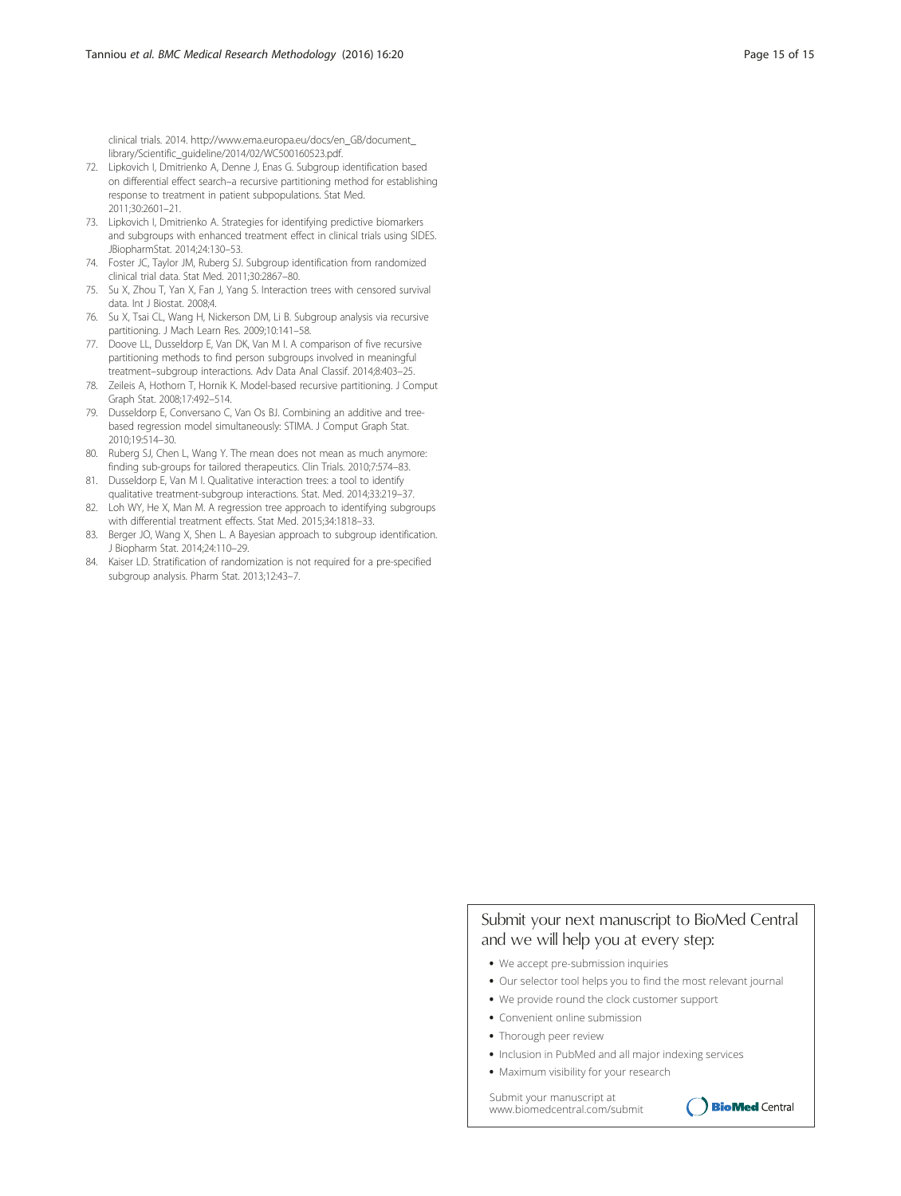clinical trials. 2014. http://www.ema.europa.eu/docs/en_GB/document_library/Scientific_guideline/2014/02/WC500160523.pdf.

72. Lipkovich I, Dmitrienko A, Denne J, Enas G. Subgroup identification based on differential effect search–a recursive partitioning method for establishing response to treatment in patient subpopulations. Stat Med. 2011;30:2601–21.
73. Lipkovich I, Dmitrienko A. Strategies for identifying predictive biomarkers and subgroups with enhanced treatment effect in clinical trials using SIDES. JBiopharmStat. 2014;24:130–53.
74. Foster JC, Taylor JM, Ruberg SJ. Subgroup identification from randomized clinical trial data. Stat Med. 2011;30:2867–80.
75. Su X, Zhou T, Yan X, Fan J, Yang S. Interaction trees with censored survival data. Int J Biostat. 2008;4.
76. Su X, Tsai CL, Wang H, Nickerson DM, Li B. Subgroup analysis via recursive partitioning. J Mach Learn Res. 2009;10:141–58.
77. Doove LL, Dusseldorp E, Van DK, Van M I. A comparison of five recursive partitioning methods to find person subgroups involved in meaningful treatment–subgroup interactions. Adv Data Anal Classif. 2014;8:403–25.
78. Zeileis A, Hothorn T, Hornik K. Model-based recursive partitioning. J Comput Graph Stat. 2008;17:492–514.
79. Dusseldorp E, Conversano C, Van Os BJ. Combining an additive and tree-based regression model simultaneously: STIMA. J Comput Graph Stat. 2010;19:514–30.
80. Ruberg SJ, Chen L, Wang Y. The mean does not mean as much anymore: finding sub-groups for tailored therapeutics. Clin Trials. 2010;7:574–83.
81. Dusseldorp E, Van M I. Qualitative interaction trees: a tool to identify qualitative treatment-subgroup interactions. Stat. Med. 2014;33:219–37.
82. Loh WY, He X, Man M. A regression tree approach to identifying subgroups with differential treatment effects. Stat Med. 2015;34:1818–33.
83. Berger JO, Wang X, Shen L. A Bayesian approach to subgroup identification. J Biopharm Stat. 2014;24:110–29.
84. Kaiser LD. Stratification of randomization is not required for a pre-specified subgroup analysis. Pharm Stat. 2013;12:43–7.

Submit your next manuscript to BioMed Central and we will help you at every step:

- We accept pre-submission inquiries
- Our selector tool helps you to find the most relevant journal
- We provide round the clock customer support
- Convenient online submission
- Thorough peer review
- Inclusion in PubMed and all major indexing services
- Maximum visibility for your research

Submit your manuscript at www.biomedcentral.com/submit

BioMed Central